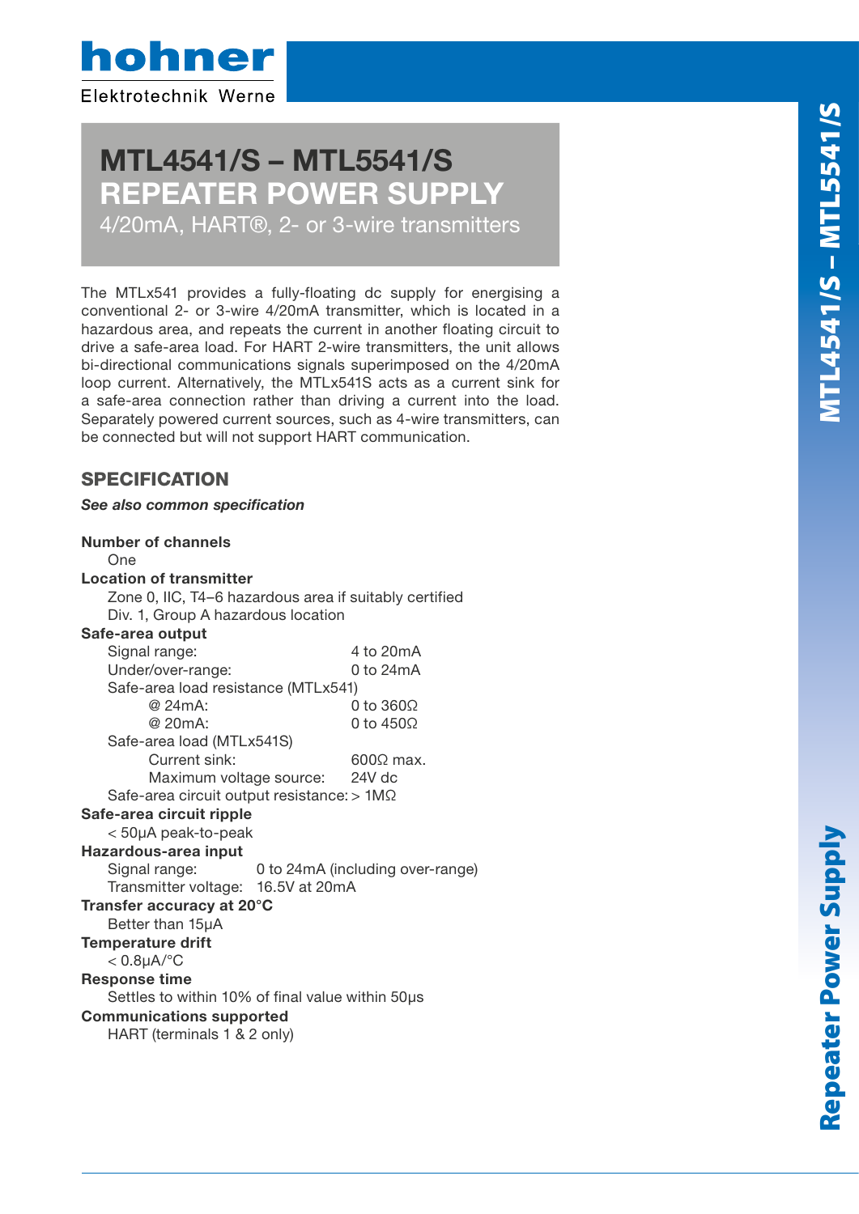hohner

Elektrotechnik Werne

# MTL4541/S – MTL5541/S
# REPEATER POWER SUPPLY

4/20mA, HART®, 2- or 3-wire transmitters

The MTLx541 provides a fully-floating dc supply for energising a conventional 2- or 3-wire 4/20mA transmitter, which is located in a hazardous area, and repeats the current in another floating circuit to drive a safe-area load. For HART 2-wire transmitters, the unit allows bi-directional communications signals superimposed on the 4/20mA loop current. Alternatively, the MTLx541S acts as a current sink for a safe-area connection rather than driving a current into the load. Separately powered current sources, such as 4-wire transmitters, can be connected but will not support HART communication.

## SPECIFICATION

***See also common specification***

**Number of channels**
One

**Location of transmitter**
Zone 0, IIC, T4–6 hazardous area if suitably certified
Div. 1, Group A hazardous location

**Safe-area output**
Signal range: 4 to 20mA
Under/over-range: 0 to 24mA
Safe-area load resistance (MTLx541)
@ 24mA: 0 to 360Ω
@ 20mA: 0 to 450Ω
Safe-area load (MTLx541S)
Current sink: 600Ω max.
Maximum voltage source: 24V dc
Safe-area circuit output resistance: > 1MΩ

**Safe-area circuit ripple**
< 50µA peak-to-peak

**Hazardous-area input**
Signal range: 0 to 24mA (including over-range)
Transmitter voltage: 16.5V at 20mA

**Transfer accuracy at 20°C**
Better than 15µA

**Temperature drift**
< 0.8µA/°C

**Response time**
Settles to within 10% of final value within 50µs

**Communications supported**
HART (terminals 1 & 2 only)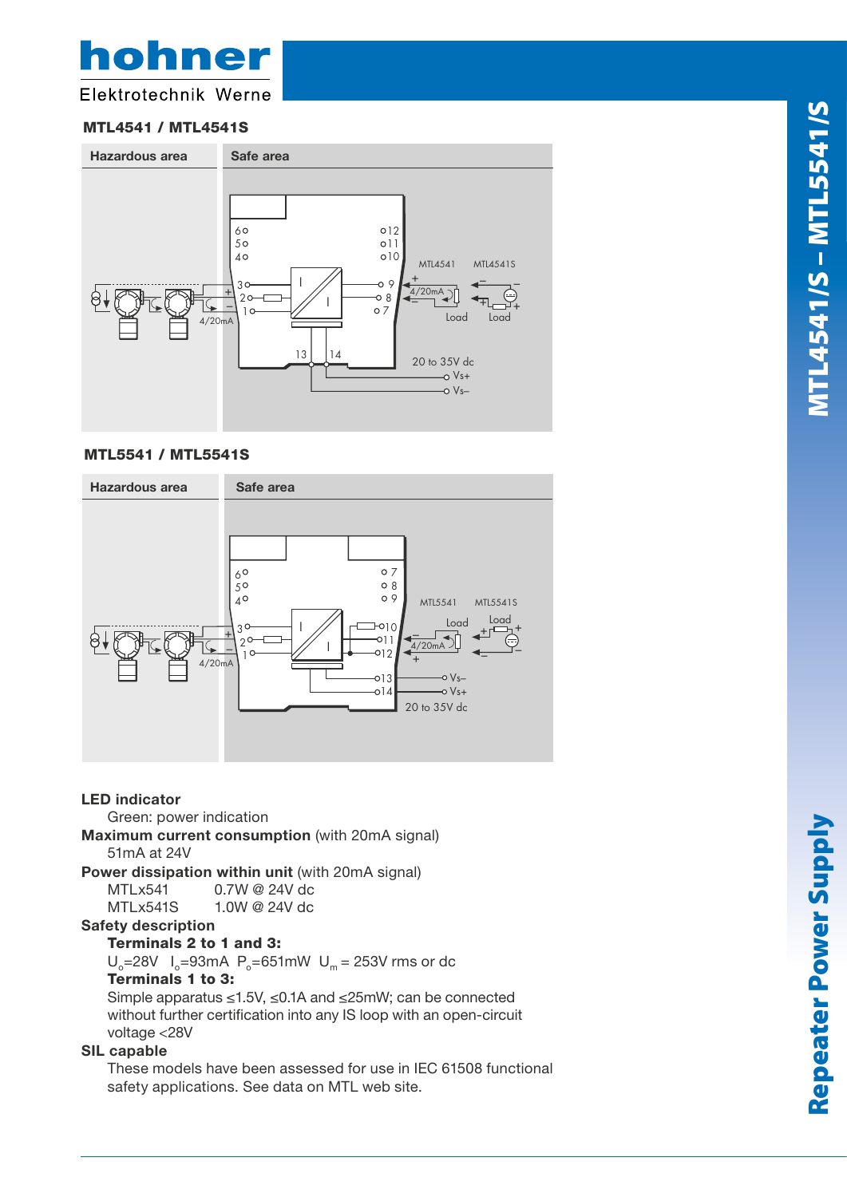## MTL4541 / MTL4541S

Hazardous area

Safe area

6 5 4 3 2 1

12 11 10 9 8 7

13 14

4/20mA

MTL4541 MTL4541S

4/20mA

Load Load

20 to 35V dc

Vs+

Vs–

## MTL5541 / MTL5541S

Hazardous area

Safe area

6 5 4 3 2 1

7 8 9 10 11 12 13 14

4/20mA

MTL5541 MTL5541S

Load Load

4/20mA

Vs–

Vs+

20 to 35V dc

**LED indicator**

Green: power indication

**Maximum current consumption** (with 20mA signal)

51mA at 24V

**Power dissipation within unit** (with 20mA signal)

| | |
|---|---|
| MTLx541 | 0.7W @ 24V dc |
| MTLx541S | 1.0W @ 24V dc |

**Safety description**

**Terminals 2 to 1 and 3:**

$U_o$=28V $I_o$=93mA $P_o$=651mW $U_m$ = 253V rms or dc

**Terminals 1 to 3:**

Simple apparatus ≤1.5V, ≤0.1A and ≤25mW; can be connected without further certification into any IS loop with an open-circuit voltage <28V

**SIL capable**

These models have been assessed for use in IEC 61508 functional safety applications. See data on MTL web site.